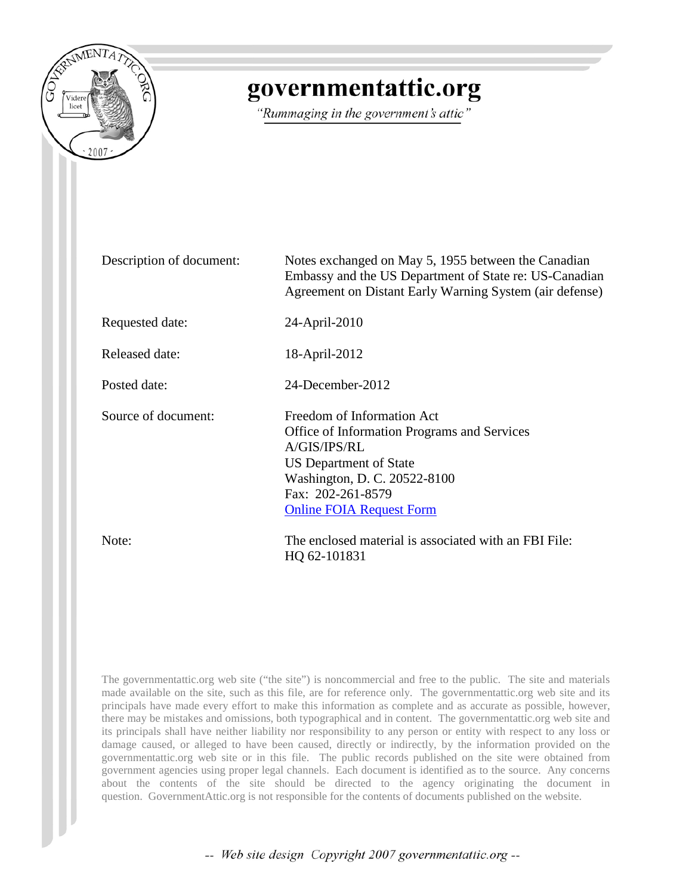# governmentattic.org

*"Rummaging in the government's attic"*

| | |
|---|---|
| Description of document: | Notes exchanged on May 5, 1955 between the Canadian Embassy and the US Department of State re: US-Canadian Agreement on Distant Early Warning System (air defense) |
| Requested date: | 24-April-2010 |
| Released date: | 18-April-2012 |
| Posted date: | 24-December-2012 |
| Source of document: | Freedom of Information Act<br>Office of Information Programs and Services<br>A/GIS/IPS/RL<br>US Department of State<br>Washington, D. C. 20522-8100<br>Fax: 202-261-8579<br>Online FOIA Request Form |
| Note: | The enclosed material is associated with an FBI File: HQ 62-101831 |

The governmentattic.org web site ("the site") is noncommercial and free to the public. The site and materials made available on the site, such as this file, are for reference only. The governmentattic.org web site and its principals have made every effort to make this information as complete and as accurate as possible, however, there may be mistakes and omissions, both typographical and in content. The governmentattic.org web site and its principals shall have neither liability nor responsibility to any person or entity with respect to any loss or damage caused, or alleged to have been caused, directly or indirectly, by the information provided on the governmentattic.org web site or in this file. The public records published on the site were obtained from government agencies using proper legal channels. Each document is identified as to the source. Any concerns about the contents of the site should be directed to the agency originating the document in question. GovernmentAttic.org is not responsible for the contents of documents published on the website.

-- Web site design Copyright 2007 governmentattic.org --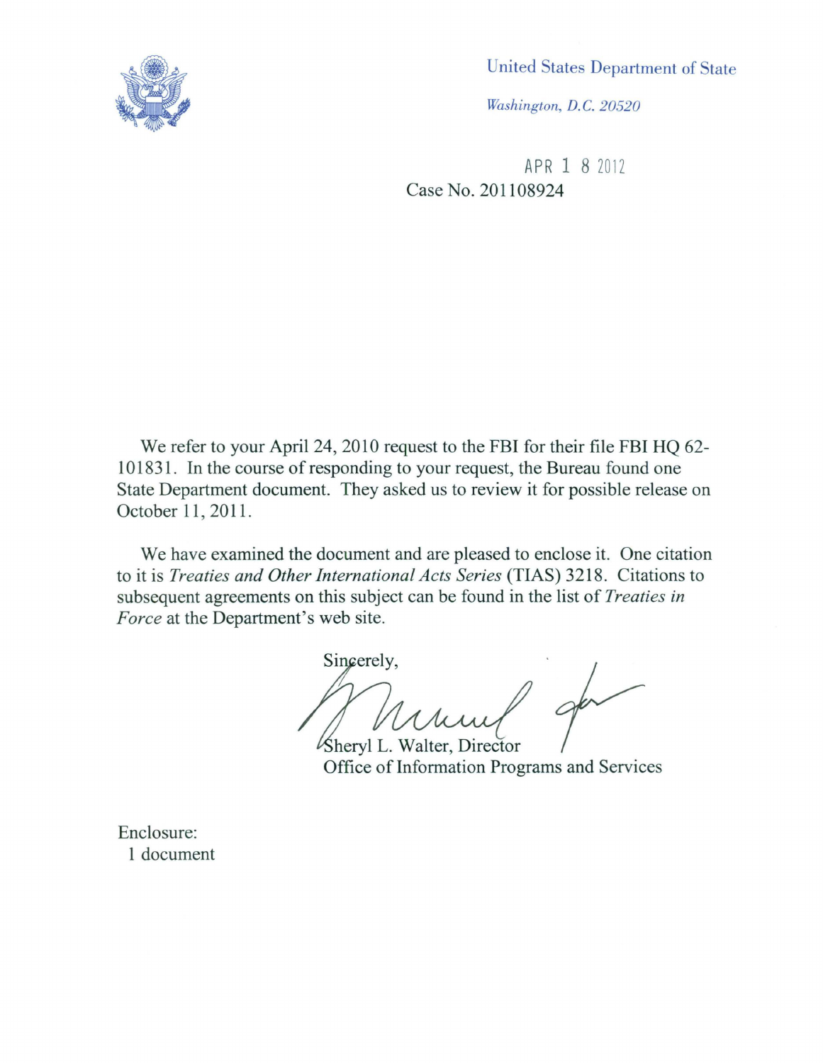United States Department of State

*Washington, D.C. 20520*

APR 18 2012

Case No. 201108924

We refer to your April 24, 2010 request to the FBI for their file FBI HQ 62-101831. In the course of responding to your request, the Bureau found one State Department document. They asked us to review it for possible release on October 11, 2011.

We have examined the document and are pleased to enclose it. One citation to it is *Treaties and Other International Acts Series* (TIAS) 3218. Citations to subsequent agreements on this subject can be found in the list of *Treaties in Force* at the Department's web site.

Sincerely,

Sheryl L. Walter, Director
Office of Information Programs and Services

Enclosure:
1 document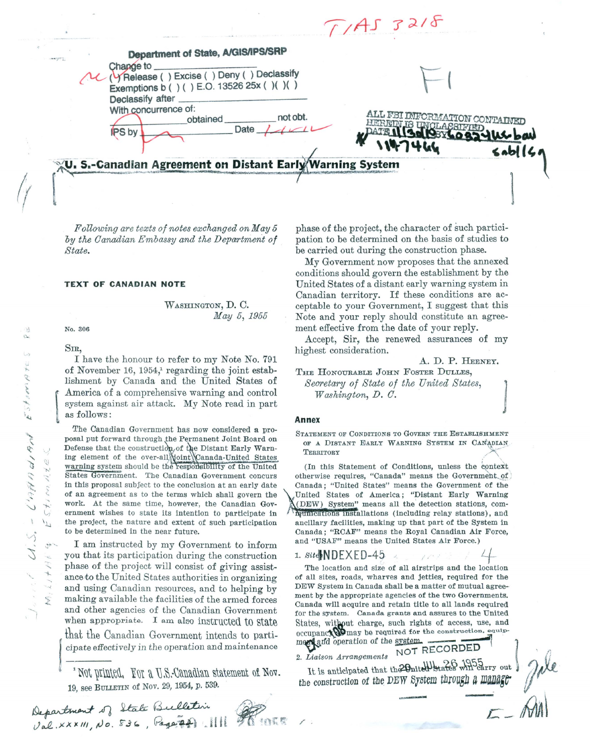Department of State, A/GIS/IPS/SRP

Change to ____________
( ) Release ( ) Excise ( ) Deny ( ) Declassify
Exemptions b ( ) ( ) E.O. 13526 25x ( )( )( )
Declassify after ____________
With concurrence of:
____________ obtained ____________ not obt.
IPS by ____________ Date ____________

ALL FBI INFORMATION CONTAINED HEREIN IS UNCLASSIFIED

# U. S.-Canadian Agreement on Distant Early Warning System

*Following are texts of notes exchanged on May 5 by the Canadian Embassy and the Department of State.*

## TEXT OF CANADIAN NOTE

WASHINGTON, D. C.
*May 5, 1955*

No. 306

SIR,

I have the honour to refer to my Note No. 791 of November 16, 1954,[1] regarding the joint establishment by Canada and the United States of America of a comprehensive warning and control system against air attack. My Note read in part as follows:

> The Canadian Government has now considered a proposal put forward through the Permanent Joint Board on Defense that the construction of the Distant Early Warning element of the over-all joint Canada-United States warning system should be the responsibility of the United States Government. The Canadian Government concurs in this proposal subject to the conclusion at an early date of an agreement as to the terms which shall govern the work. At the same time, however, the Canadian Government wishes to state its intention to participate in the project, the nature and extent of such participation to be determined in the near future.

I am instructed by my Government to inform you that its participation during the construction phase of the project will consist of giving assistance to the United States authorities in organizing and using Canadian resources, and to helping by making available the facilities of the armed forces and other agencies of the Canadian Government when appropriate. I am also instructed to state that the Canadian Government intends to participate effectively in the operation and maintenance phase of the project, the character of such participation to be determined on the basis of studies to be carried out during the construction phase.

My Government now proposes that the annexed conditions should govern the establishment by the United States of a distant early warning system in Canadian territory. If these conditions are acceptable to your Government, I suggest that this Note and your reply should constitute an agreement effective from the date of your reply.

Accept, Sir, the renewed assurances of my highest consideration.

A. D. P. HEENEY.

THE HONOURABLE JOHN FOSTER DULLES,
*Secretary of State of the United States,*
*Washington, D. C.*

[1] Not printed. For a U.S.-Canadian statement of Nov. 19, see BULLETIN of Nov. 29, 1954, p. 539.

### Annex

STATEMENT OF CONDITIONS TO GOVERN THE ESTABLISHMENT OF A DISTANT EARLY WARNING SYSTEM IN CANADIAN TERRITORY

(In this Statement of Conditions, unless the context otherwise requires, "Canada" means the Government of Canada; "United States" means the Government of the United States of America; "Distant Early Warning (DEW) System" means all the detection stations, communications installations (including relay stations), and ancillary facilities, making up that part of the System in Canada; "RCAF" means the Royal Canadian Air Force, and "USAF" means the United States Air Force.)

1. *Sites*

The location and size of all airstrips and the location of all sites, roads, wharves and jetties, required for the DEW System in Canada shall be a matter of mutual agreement by the appropriate agencies of the two Governments. Canada will acquire and retain title to all lands required for the system. Canada grants and assures to the United States, without charge, such rights of access, use, and occupancy as may be required for the construction, equipment and operation of the system.

2. *Liaison Arrangements*

It is anticipated that the United States will carry out the construction of the DEW System through a manage-

Department of State Bulletin
Vol. XXXIII, No. 836, Page

INDEXED-45

NOT RECORDED
26 JUL 26 1955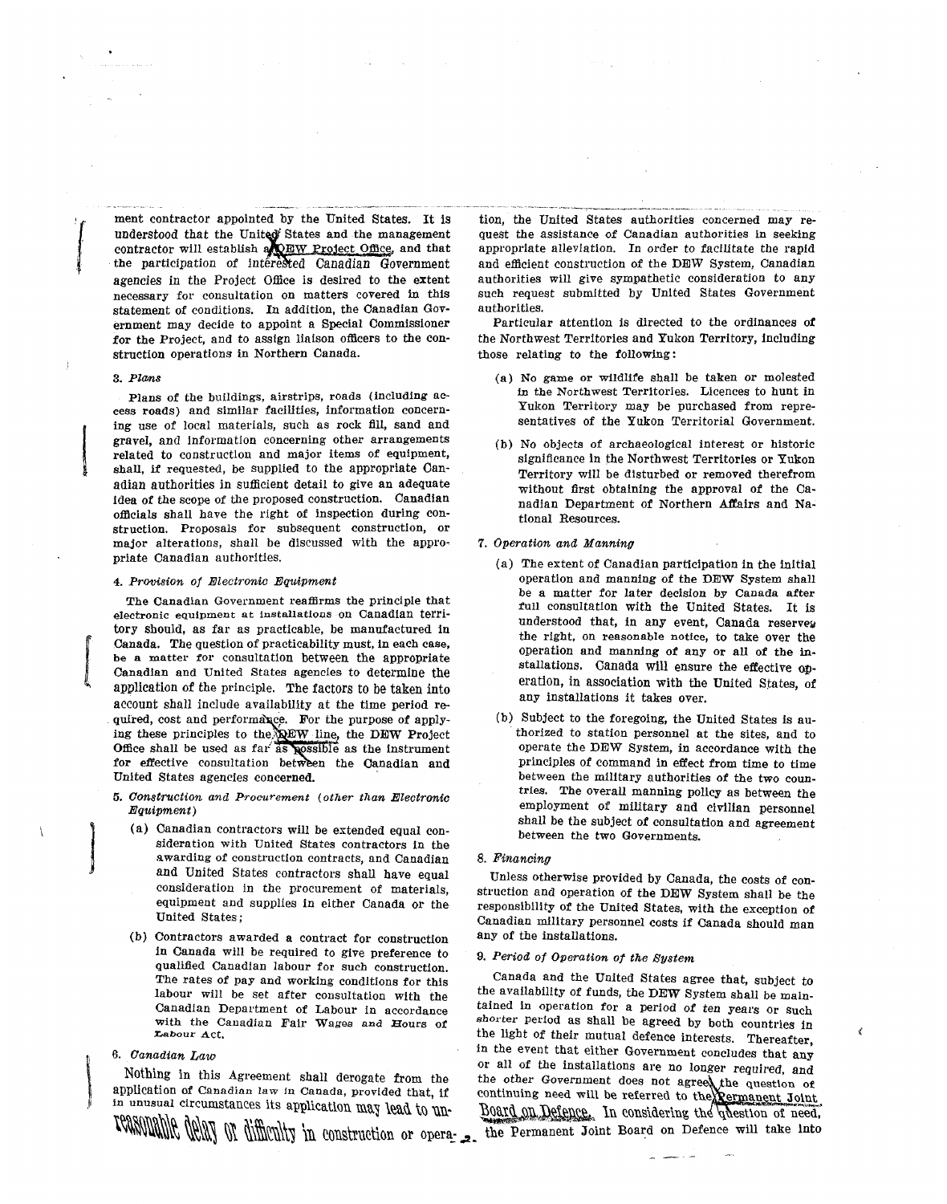ment contractor appointed by the United States. It is understood that the United States and the management contractor will establish a DEW Project Office, and that the participation of interested Canadian Government agencies in the Project Office is desired to the extent necessary for consultation on matters covered in this statement of conditions. In addition, the Canadian Government may decide to appoint a Special Commissioner for the Project, and to assign liaison officers to the construction operations in Northern Canada.

### 3. *Plans*

Plans of the buildings, airstrips, roads (including access roads) and similar facilities, information concerning use of local materials, such as rock fill, sand and gravel, and information concerning other arrangements related to construction and major items of equipment, shall, if requested, be supplied to the appropriate Canadian authorities in sufficient detail to give an adequate idea of the scope of the proposed construction. Canadian officials shall have the right of inspection during construction. Proposals for subsequent construction, or major alterations, shall be discussed with the appropriate Canadian authorities.

### 4. *Provision of Electronic Equipment*

The Canadian Government reaffirms the principle that electronic equipment at installations on Canadian territory should, as far as practicable, be manufactured in Canada. The question of practicability must, in each case, be a matter for consultation between the appropriate Canadian and United States agencies to determine the application of the principle. The factors to be taken into account shall include availability at the time period required, cost and performance. For the purpose of applying these principles to the DEW line, the DEW Project Office shall be used as far as possible as the instrument for effective consultation between the Canadian and United States agencies concerned.

### 5. *Construction and Procurement (other than Electronic Equipment)*

(a) Canadian contractors will be extended equal consideration with United States contractors in the awarding of construction contracts, and Canadian and United States contractors shall have equal consideration in the procurement of materials, equipment and supplies in either Canada or the United States;

(b) Contractors awarded a contract for construction in Canada will be required to give preference to qualified Canadian labour for such construction. The rates of pay and working conditions for this labour will be set after consultation with the Canadian Department of Labour in accordance with the Canadian Fair Wages and Hours of Labour Act.

### 6. *Canadian Law*

Nothing in this Agreement shall derogate from the application of Canadian law in Canada, provided that, if in unusual circumstances its application may lead to unreasonable delay or difficulty in construction or operation, the United States authorities concerned may request the assistance of Canadian authorities in seeking appropriate alleviation. In order to facilitate the rapid and efficient construction of the DEW System, Canadian authorities will give sympathetic consideration to any such request submitted by United States Government authorities.

Particular attention is directed to the ordinances of the Northwest Territories and Yukon Territory, including those relating to the following:

(a) No game or wildlife shall be taken or molested in the Northwest Territories. Licences to hunt in Yukon Territory may be purchased from representatives of the Yukon Territorial Government.

(b) No objects of archaeological interest or historic significance in the Northwest Territories or Yukon Territory will be disturbed or removed therefrom without first obtaining the approval of the Canadian Department of Northern Affairs and National Resources.

### 7. *Operation and Manning*

(a) The extent of Canadian participation in the initial operation and manning of the DEW System shall be a matter for later decision by Canada after full consultation with the United States. It is understood that, in any event, Canada reserves the right, on reasonable notice, to take over the operation and manning of any or all of the installations. Canada will ensure the effective operation, in association with the United States, of any installations it takes over.

(b) Subject to the foregoing, the United States is authorized to station personnel at the sites, and to operate the DEW System, in accordance with the principles of command in effect from time to time between the military authorities of the two countries. The overall manning policy as between the employment of military and civilian personnel shall be the subject of consultation and agreement between the two Governments.

### 8. *Financing*

Unless otherwise provided by Canada, the costs of construction and operation of the DEW System shall be the responsibility of the United States, with the exception of Canadian military personnel costs if Canada should man any of the installations.

### 9. *Period of Operation of the System*

Canada and the United States agree that, subject to the availability of funds, the DEW System shall be maintained in operation for a period of ten years or such shorter period as shall be agreed by both countries in the light of their mutual defence interests. Thereafter, in the event that either Government concludes that any or all of the installations are no longer required, and the other Government does not agree, the question of continuing need will be referred to the Permanent Joint Board on Defence. In considering the question of need, the Permanent Joint Board on Defence will take into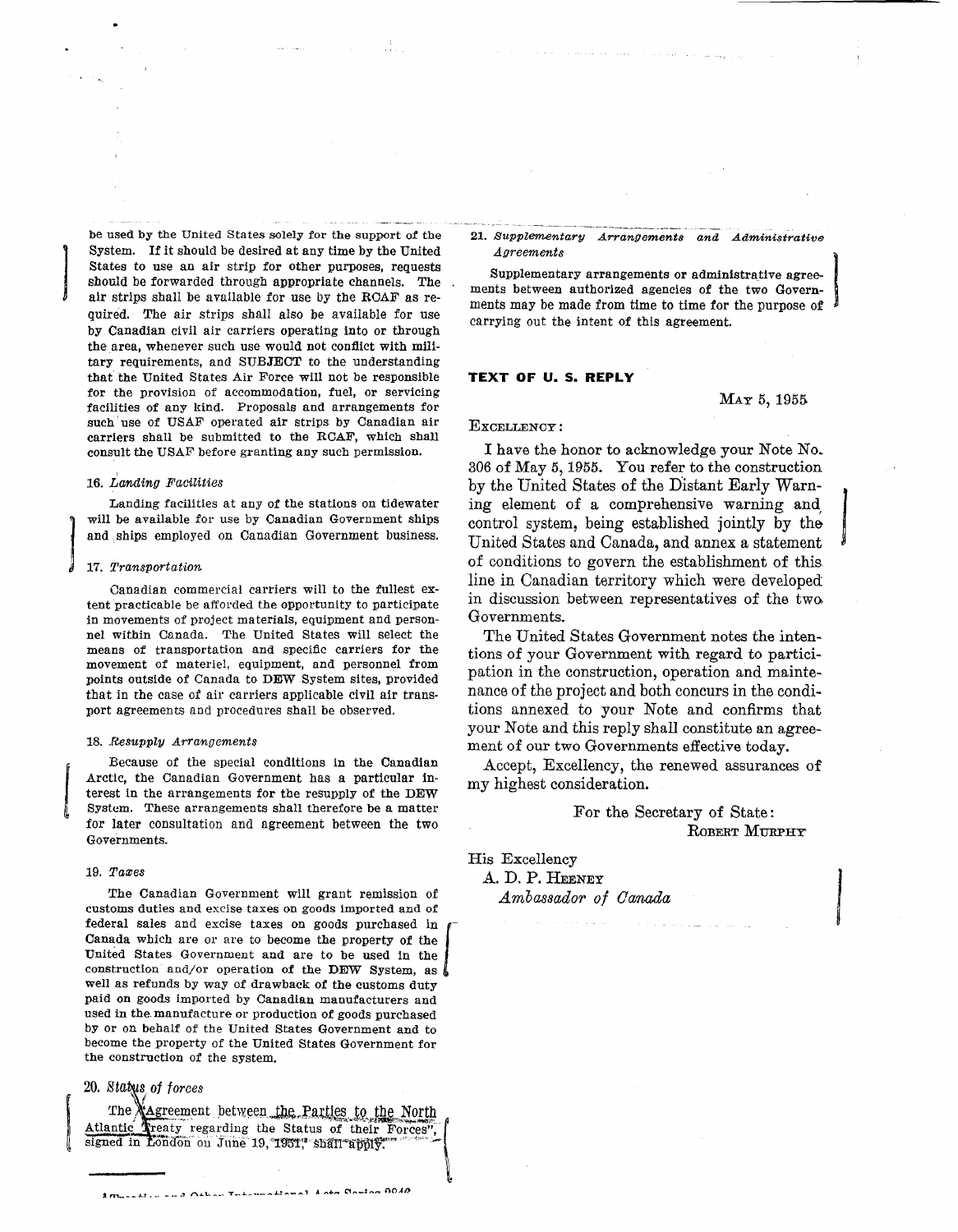be used by the United States solely for the support of the System. If it should be desired at any time by the United States to use an air strip for other purposes, requests should be forwarded through appropriate channels. The air strips shall be available for use by the RCAF as required. The air strips shall also be available for use by Canadian civil air carriers operating into or through the area, whenever such use would not conflict with military requirements, and SUBJECT to the understanding that the United States Air Force will not be responsible for the provision of accommodation, fuel, or servicing facilities of any kind. Proposals and arrangements for such use of USAF operated air strips by Canadian air carriers shall be submitted to the RCAF, which shall consult the USAF before granting any such permission.

16. *Landing Facilities*

Landing facilities at any of the stations on tidewater will be available for use by Canadian Government ships and ships employed on Canadian Government business.

17. *Transportation*

Canadian commercial carriers will to the fullest extent practicable be afforded the opportunity to participate in movements of project materials, equipment and personnel within Canada. The United States will select the means of transportation and specific carriers for the movement of materiel, equipment, and personnel from points outside of Canada to DEW System sites, provided that in the case of air carriers applicable civil air transport agreements and procedures shall be observed.

18. *Resupply Arrangements*

Because of the special conditions in the Canadian Arctic, the Canadian Government has a particular interest in the arrangements for the resupply of the DEW System. These arrangements shall therefore be a matter for later consultation and agreement between the two Governments.

19. *Taxes*

The Canadian Government will grant remission of customs duties and excise taxes on goods imported and of federal sales and excise taxes on goods purchased in Canada which are or are to become the property of the United States Government and are to be used in the construction and/or operation of the DEW System, as well as refunds by way of drawback of the customs duty paid on goods imported by Canadian manufacturers and used in the manufacture or production of goods purchased by or on behalf of the United States Government and to become the property of the United States Government for the construction of the system.

20. *Status of forces*

The "Agreement between the Parties to the North Atlantic Treaty regarding the Status of their Forces", signed in London on June 19, 1951,[3] shall apply.

21. *Supplementary Arrangements and Administrative Agreements*

Supplementary arrangements or administrative agreements between authorized agencies of the two Governments may be made from time to time for the purpose of carrying out the intent of this agreement.

## TEXT OF U. S. REPLY

MAY 5, 1955

EXCELLENCY:

I have the honor to acknowledge your Note No. 306 of May 5, 1955. You refer to the construction by the United States of the Distant Early Warning element of a comprehensive warning and control system, being established jointly by the United States and Canada, and annex a statement of conditions to govern the establishment of this line in Canadian territory which were developed in discussion between representatives of the two Governments.

The United States Government notes the intentions of your Government with regard to participation in the construction, operation and maintenance of the project and both concurs in the conditions annexed to your Note and confirms that your Note and this reply shall constitute an agreement of our two Governments effective today.

Accept, Excellency, the renewed assurances of my highest consideration.

For the Secretary of State:
ROBERT MURPHY

His Excellency
A. D. P. HEENEY
*Ambassador of Canada*

---

[3] Treaties and Other International Acts Series 2846.